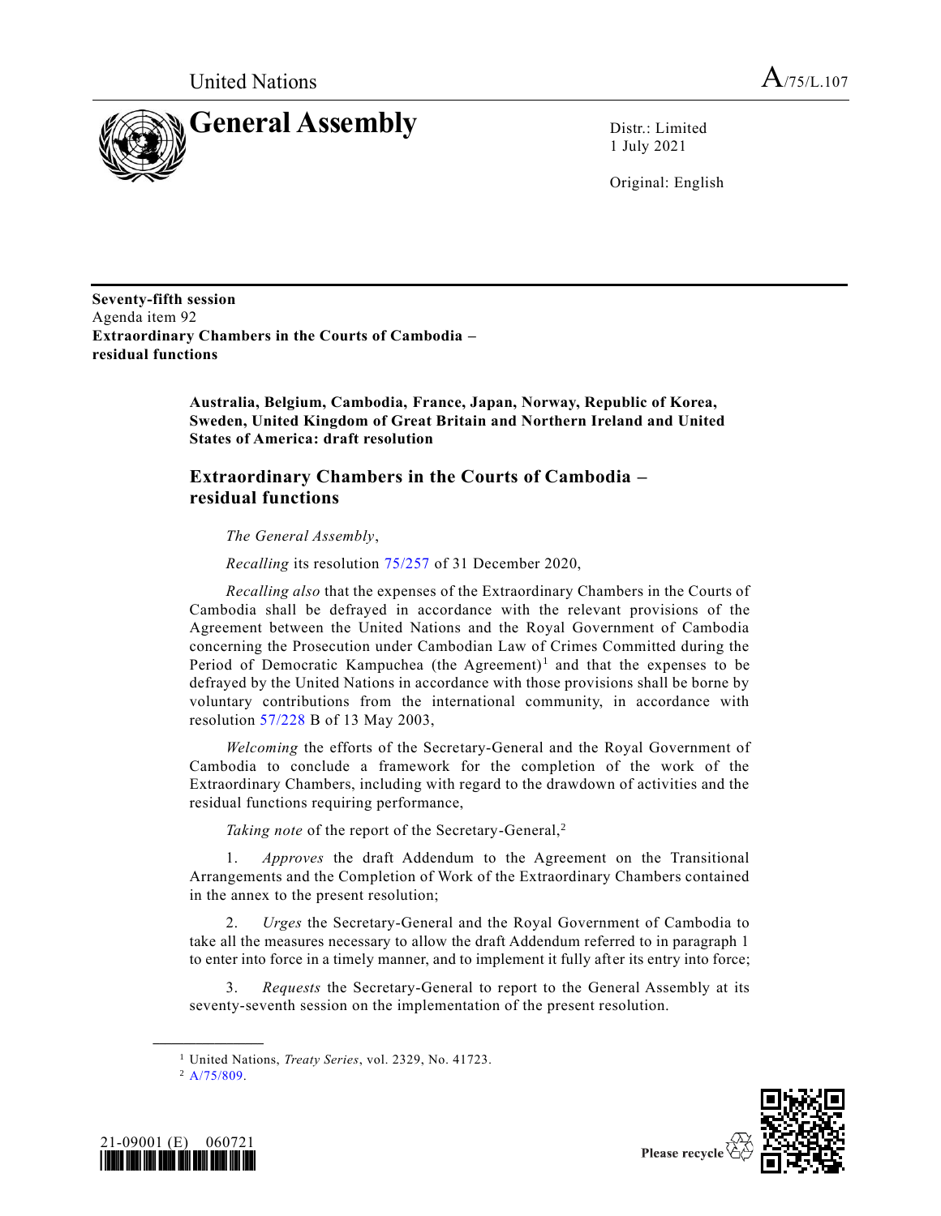United Nations A/75/L.107

# General Assembly

Distr.: Limited
1 July 2021

Original: English

**Seventy-fifth session**
Agenda item 92
**Extraordinary Chambers in the Courts of Cambodia – residual functions**

**Australia, Belgium, Cambodia, France, Japan, Norway, Republic of Korea, Sweden, United Kingdom of Great Britain and Northern Ireland and United States of America: draft resolution**

## Extraordinary Chambers in the Courts of Cambodia – residual functions

*The General Assembly*,

*Recalling* its resolution 75/257 of 31 December 2020,

*Recalling also* that the expenses of the Extraordinary Chambers in the Courts of Cambodia shall be defrayed in accordance with the relevant provisions of the Agreement between the United Nations and the Royal Government of Cambodia concerning the Prosecution under Cambodian Law of Crimes Committed during the Period of Democratic Kampuchea (the Agreement)[1] and that the expenses to be defrayed by the United Nations in accordance with those provisions shall be borne by voluntary contributions from the international community, in accordance with resolution 57/228 B of 13 May 2003,

*Welcoming* the efforts of the Secretary-General and the Royal Government of Cambodia to conclude a framework for the completion of the work of the Extraordinary Chambers, including with regard to the drawdown of activities and the residual functions requiring performance,

*Taking note* of the report of the Secretary-General,[2]

1. *Approves* the draft Addendum to the Agreement on the Transitional Arrangements and the Completion of Work of the Extraordinary Chambers contained in the annex to the present resolution;

2. *Urges* the Secretary-General and the Royal Government of Cambodia to take all the measures necessary to allow the draft Addendum referred to in paragraph 1 to enter into force in a timely manner, and to implement it fully after its entry into force;

3. *Requests* the Secretary-General to report to the General Assembly at its seventy-seventh session on the implementation of the present resolution.

---

[1] United Nations, *Treaty Series*, vol. 2329, No. 41723.

[2] A/75/809.

21-09001 (E) 060721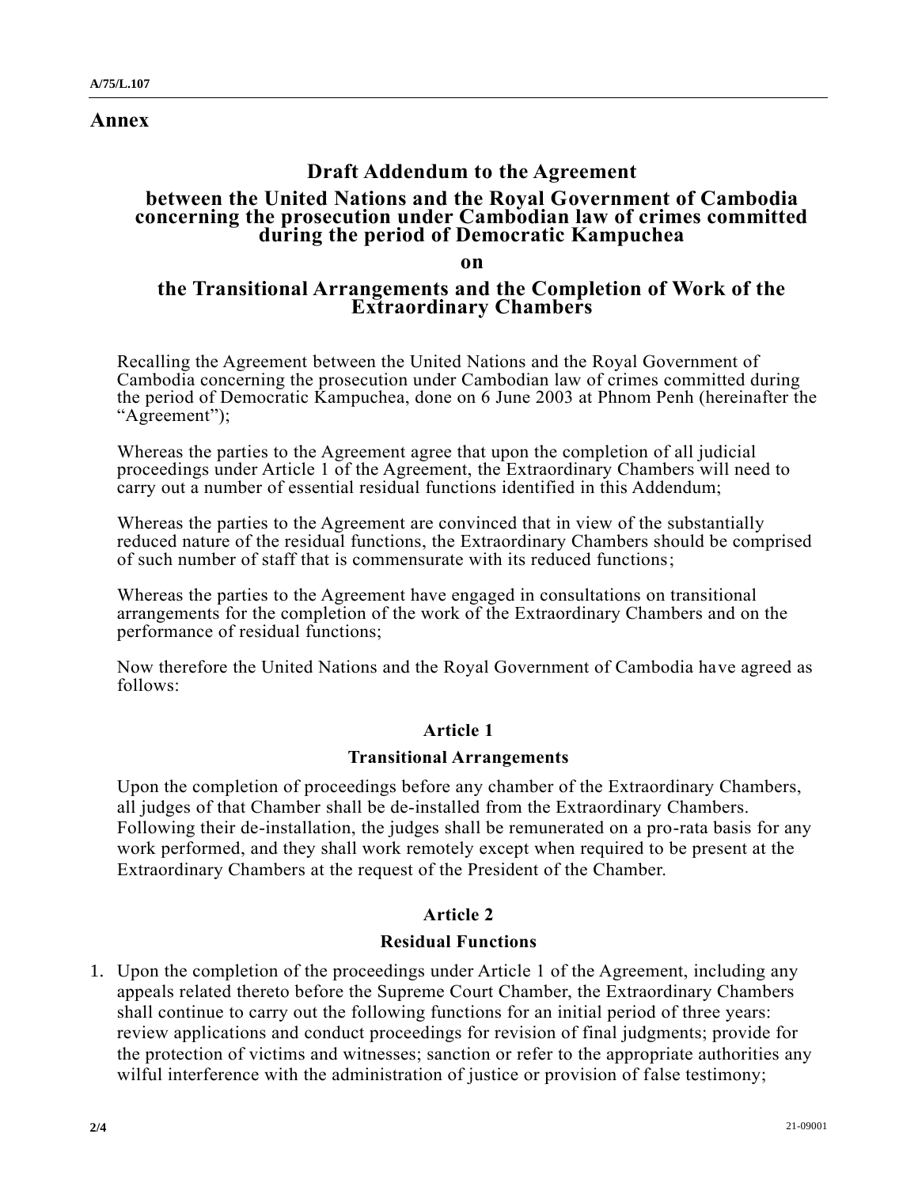## Annex

### Draft Addendum to the Agreement

### between the United Nations and the Royal Government of Cambodia concerning the prosecution under Cambodian law of crimes committed during the period of Democratic Kampuchea

### on

### the Transitional Arrangements and the Completion of Work of the Extraordinary Chambers

Recalling the Agreement between the United Nations and the Royal Government of Cambodia concerning the prosecution under Cambodian law of crimes committed during the period of Democratic Kampuchea, done on 6 June 2003 at Phnom Penh (hereinafter the "Agreement");

Whereas the parties to the Agreement agree that upon the completion of all judicial proceedings under Article 1 of the Agreement, the Extraordinary Chambers will need to carry out a number of essential residual functions identified in this Addendum;

Whereas the parties to the Agreement are convinced that in view of the substantially reduced nature of the residual functions, the Extraordinary Chambers should be comprised of such number of staff that is commensurate with its reduced functions;

Whereas the parties to the Agreement have engaged in consultations on transitional arrangements for the completion of the work of the Extraordinary Chambers and on the performance of residual functions;

Now therefore the United Nations and the Royal Government of Cambodia have agreed as follows:

#### Article 1

#### Transitional Arrangements

Upon the completion of proceedings before any chamber of the Extraordinary Chambers, all judges of that Chamber shall be de-installed from the Extraordinary Chambers. Following their de-installation, the judges shall be remunerated on a pro-rata basis for any work performed, and they shall work remotely except when required to be present at the Extraordinary Chambers at the request of the President of the Chamber.

#### Article 2

#### Residual Functions

1. Upon the completion of the proceedings under Article 1 of the Agreement, including any appeals related thereto before the Supreme Court Chamber, the Extraordinary Chambers shall continue to carry out the following functions for an initial period of three years: review applications and conduct proceedings for revision of final judgments; provide for the protection of victims and witnesses; sanction or refer to the appropriate authorities any wilful interference with the administration of justice or provision of false testimony;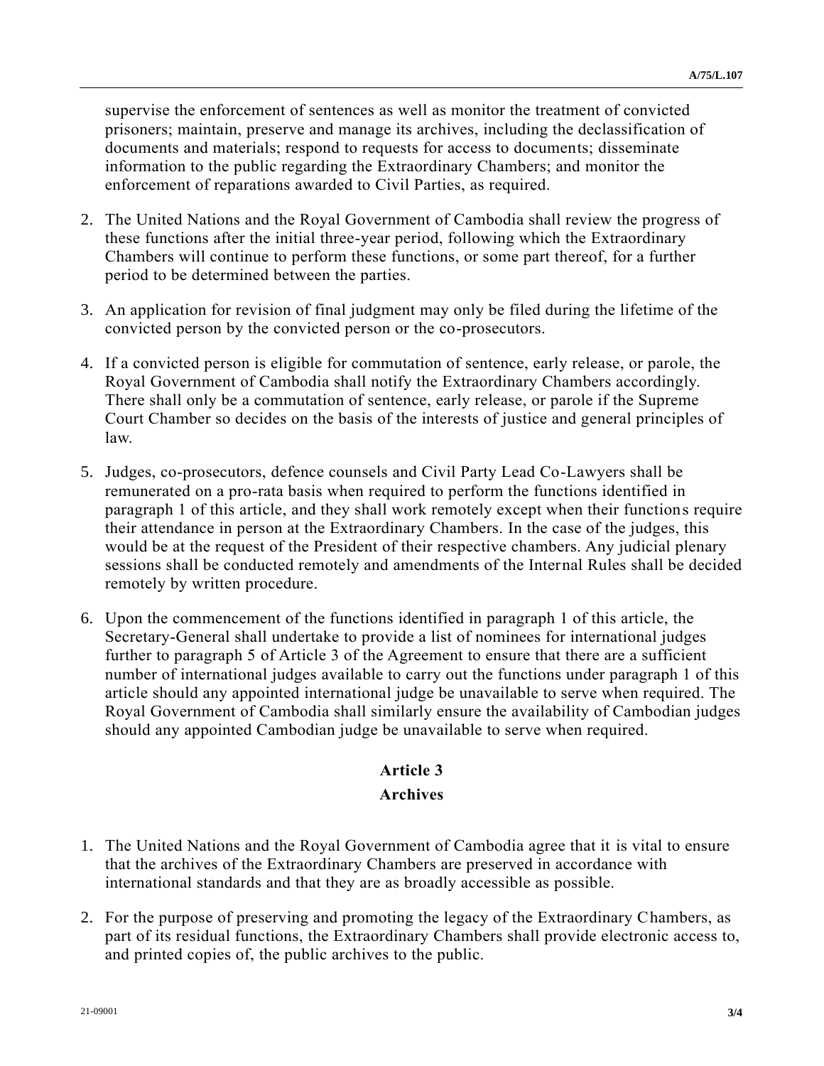supervise the enforcement of sentences as well as monitor the treatment of convicted prisoners; maintain, preserve and manage its archives, including the declassification of documents and materials; respond to requests for access to documents; disseminate information to the public regarding the Extraordinary Chambers; and monitor the enforcement of reparations awarded to Civil Parties, as required.

2. The United Nations and the Royal Government of Cambodia shall review the progress of these functions after the initial three-year period, following which the Extraordinary Chambers will continue to perform these functions, or some part thereof, for a further period to be determined between the parties.

3. An application for revision of final judgment may only be filed during the lifetime of the convicted person by the convicted person or the co-prosecutors.

4. If a convicted person is eligible for commutation of sentence, early release, or parole, the Royal Government of Cambodia shall notify the Extraordinary Chambers accordingly. There shall only be a commutation of sentence, early release, or parole if the Supreme Court Chamber so decides on the basis of the interests of justice and general principles of law.

5. Judges, co-prosecutors, defence counsels and Civil Party Lead Co-Lawyers shall be remunerated on a pro-rata basis when required to perform the functions identified in paragraph 1 of this article, and they shall work remotely except when their functions require their attendance in person at the Extraordinary Chambers. In the case of the judges, this would be at the request of the President of their respective chambers. Any judicial plenary sessions shall be conducted remotely and amendments of the Internal Rules shall be decided remotely by written procedure.

6. Upon the commencement of the functions identified in paragraph 1 of this article, the Secretary-General shall undertake to provide a list of nominees for international judges further to paragraph 5 of Article 3 of the Agreement to ensure that there are a sufficient number of international judges available to carry out the functions under paragraph 1 of this article should any appointed international judge be unavailable to serve when required. The Royal Government of Cambodia shall similarly ensure the availability of Cambodian judges should any appointed Cambodian judge be unavailable to serve when required.

## Article 3
## Archives

1. The United Nations and the Royal Government of Cambodia agree that it is vital to ensure that the archives of the Extraordinary Chambers are preserved in accordance with international standards and that they are as broadly accessible as possible.

2. For the purpose of preserving and promoting the legacy of the Extraordinary Chambers, as part of its residual functions, the Extraordinary Chambers shall provide electronic access to, and printed copies of, the public archives to the public.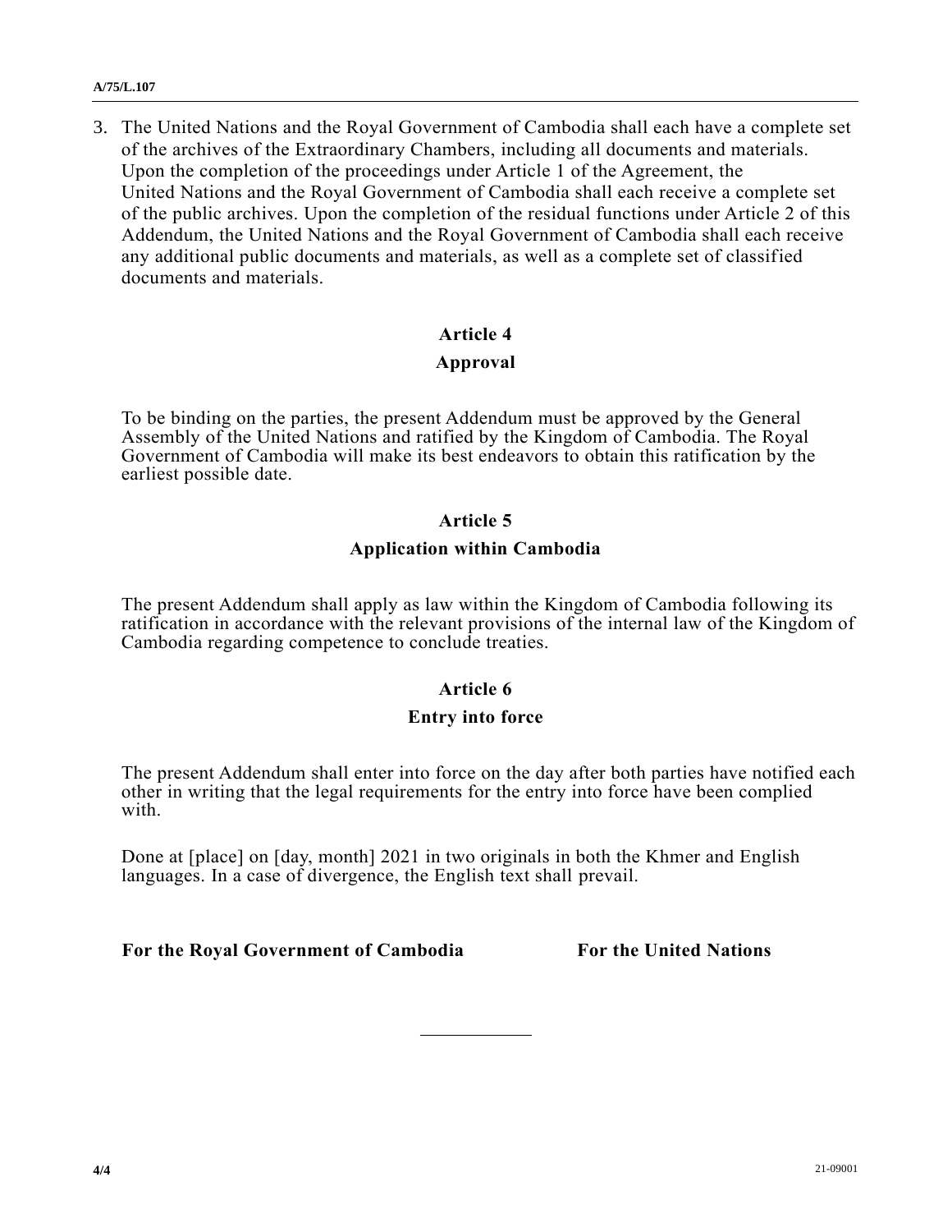3. The United Nations and the Royal Government of Cambodia shall each have a complete set of the archives of the Extraordinary Chambers, including all documents and materials. Upon the completion of the proceedings under Article 1 of the Agreement, the United Nations and the Royal Government of Cambodia shall each receive a complete set of the public archives. Upon the completion of the residual functions under Article 2 of this Addendum, the United Nations and the Royal Government of Cambodia shall each receive any additional public documents and materials, as well as a complete set of classified documents and materials.

## Article 4
### Approval

To be binding on the parties, the present Addendum must be approved by the General Assembly of the United Nations and ratified by the Kingdom of Cambodia. The Royal Government of Cambodia will make its best endeavors to obtain this ratification by the earliest possible date.

## Article 5
### Application within Cambodia

The present Addendum shall apply as law within the Kingdom of Cambodia following its ratification in accordance with the relevant provisions of the internal law of the Kingdom of Cambodia regarding competence to conclude treaties.

## Article 6
### Entry into force

The present Addendum shall enter into force on the day after both parties have notified each other in writing that the legal requirements for the entry into force have been complied with.

Done at [place] on [day, month] 2021 in two originals in both the Khmer and English languages. In a case of divergence, the English text shall prevail.

**For the Royal Government of Cambodia** **For the United Nations**